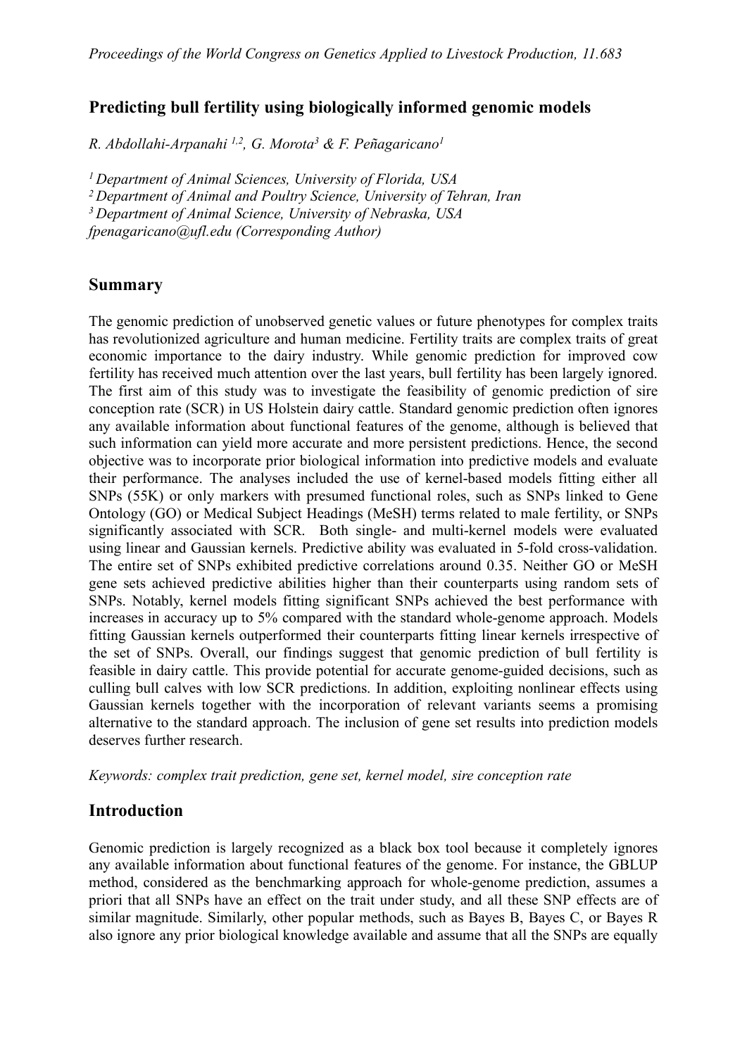# Predicting bull fertility using biologically informed genomic models

*R. Abdollahi-Arpanahi [1,2], G. Morota[3] & F. Peñagaricano[1]*

*[1] Department of Animal Sciences, University of Florida, USA*
*[2] Department of Animal and Poultry Science, University of Tehran, Iran*
*[3] Department of Animal Science, University of Nebraska, USA*
*fpenagaricano@ufl.edu (Corresponding Author)*

## Summary

The genomic prediction of unobserved genetic values or future phenotypes for complex traits has revolutionized agriculture and human medicine. Fertility traits are complex traits of great economic importance to the dairy industry. While genomic prediction for improved cow fertility has received much attention over the last years, bull fertility has been largely ignored. The first aim of this study was to investigate the feasibility of genomic prediction of sire conception rate (SCR) in US Holstein dairy cattle. Standard genomic prediction often ignores any available information about functional features of the genome, although is believed that such information can yield more accurate and more persistent predictions. Hence, the second objective was to incorporate prior biological information into predictive models and evaluate their performance. The analyses included the use of kernel-based models fitting either all SNPs (55K) or only markers with presumed functional roles, such as SNPs linked to Gene Ontology (GO) or Medical Subject Headings (MeSH) terms related to male fertility, or SNPs significantly associated with SCR. Both single- and multi-kernel models were evaluated using linear and Gaussian kernels. Predictive ability was evaluated in 5-fold cross-validation. The entire set of SNPs exhibited predictive correlations around 0.35. Neither GO or MeSH gene sets achieved predictive abilities higher than their counterparts using random sets of SNPs. Notably, kernel models fitting significant SNPs achieved the best performance with increases in accuracy up to 5% compared with the standard whole-genome approach. Models fitting Gaussian kernels outperformed their counterparts fitting linear kernels irrespective of the set of SNPs. Overall, our findings suggest that genomic prediction of bull fertility is feasible in dairy cattle. This provide potential for accurate genome-guided decisions, such as culling bull calves with low SCR predictions. In addition, exploiting nonlinear effects using Gaussian kernels together with the incorporation of relevant variants seems a promising alternative to the standard approach. The inclusion of gene set results into prediction models deserves further research.

*Keywords: complex trait prediction, gene set, kernel model, sire conception rate*

## Introduction

Genomic prediction is largely recognized as a black box tool because it completely ignores any available information about functional features of the genome. For instance, the GBLUP method, considered as the benchmarking approach for whole-genome prediction, assumes a priori that all SNPs have an effect on the trait under study, and all these SNP effects are of similar magnitude. Similarly, other popular methods, such as Bayes B, Bayes C, or Bayes R also ignore any prior biological knowledge available and assume that all the SNPs are equally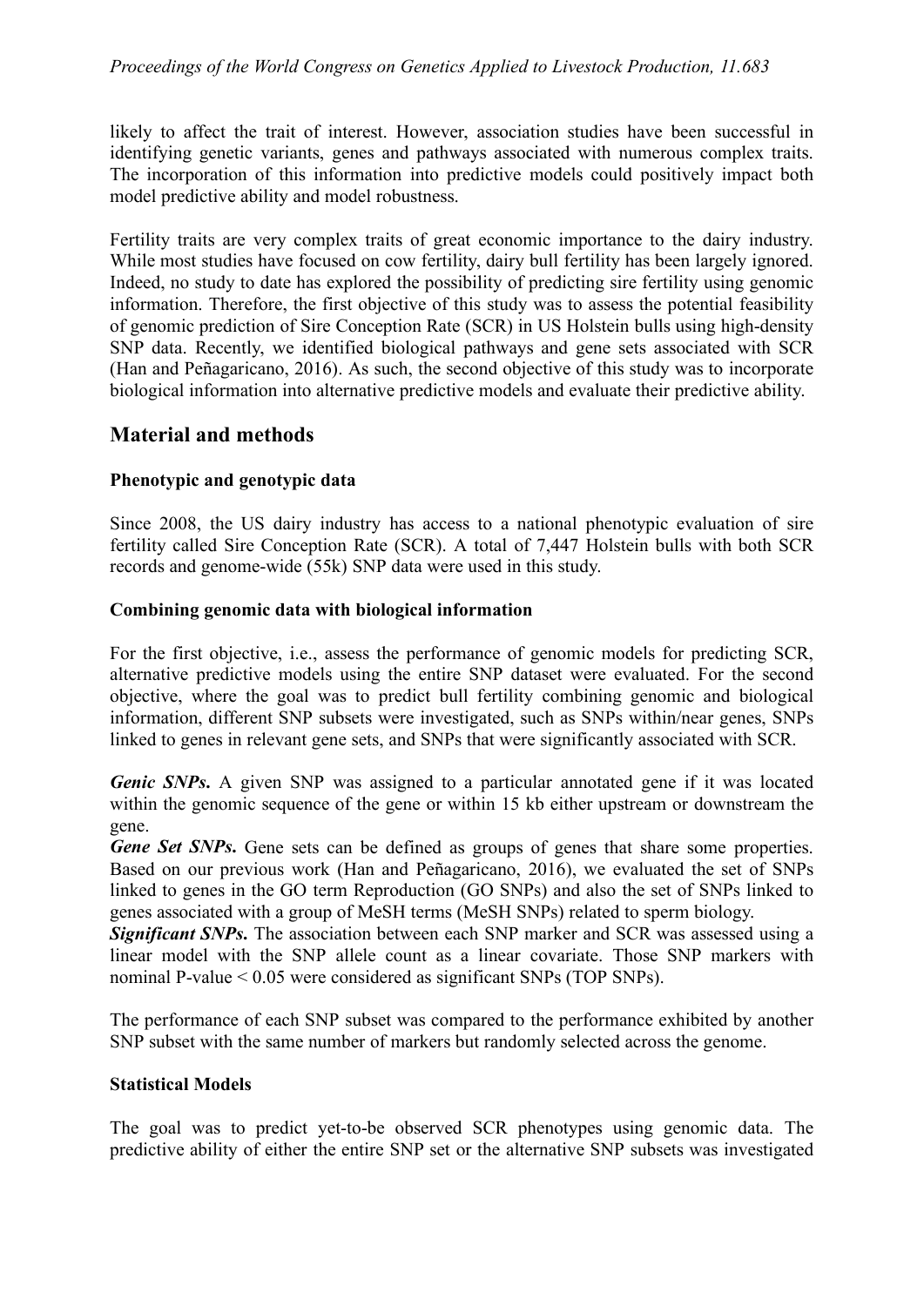likely to affect the trait of interest. However, association studies have been successful in identifying genetic variants, genes and pathways associated with numerous complex traits. The incorporation of this information into predictive models could positively impact both model predictive ability and model robustness.

Fertility traits are very complex traits of great economic importance to the dairy industry. While most studies have focused on cow fertility, dairy bull fertility has been largely ignored. Indeed, no study to date has explored the possibility of predicting sire fertility using genomic information. Therefore, the first objective of this study was to assess the potential feasibility of genomic prediction of Sire Conception Rate (SCR) in US Holstein bulls using high-density SNP data. Recently, we identified biological pathways and gene sets associated with SCR (Han and Peñagaricano, 2016). As such, the second objective of this study was to incorporate biological information into alternative predictive models and evaluate their predictive ability.

## Material and methods

### Phenotypic and genotypic data

Since 2008, the US dairy industry has access to a national phenotypic evaluation of sire fertility called Sire Conception Rate (SCR). A total of 7,447 Holstein bulls with both SCR records and genome-wide (55k) SNP data were used in this study.

### Combining genomic data with biological information

For the first objective, i.e., assess the performance of genomic models for predicting SCR, alternative predictive models using the entire SNP dataset were evaluated. For the second objective, where the goal was to predict bull fertility combining genomic and biological information, different SNP subsets were investigated, such as SNPs within/near genes, SNPs linked to genes in relevant gene sets, and SNPs that were significantly associated with SCR.

***Genic SNPs.*** A given SNP was assigned to a particular annotated gene if it was located within the genomic sequence of the gene or within 15 kb either upstream or downstream the gene.

***Gene Set SNPs.*** Gene sets can be defined as groups of genes that share some properties. Based on our previous work (Han and Peñagaricano, 2016), we evaluated the set of SNPs linked to genes in the GO term Reproduction (GO SNPs) and also the set of SNPs linked to genes associated with a group of MeSH terms (MeSH SNPs) related to sperm biology.

***Significant SNPs.*** The association between each SNP marker and SCR was assessed using a linear model with the SNP allele count as a linear covariate. Those SNP markers with nominal P-value < 0.05 were considered as significant SNPs (TOP SNPs).

The performance of each SNP subset was compared to the performance exhibited by another SNP subset with the same number of markers but randomly selected across the genome.

### Statistical Models

The goal was to predict yet-to-be observed SCR phenotypes using genomic data. The predictive ability of either the entire SNP set or the alternative SNP subsets was investigated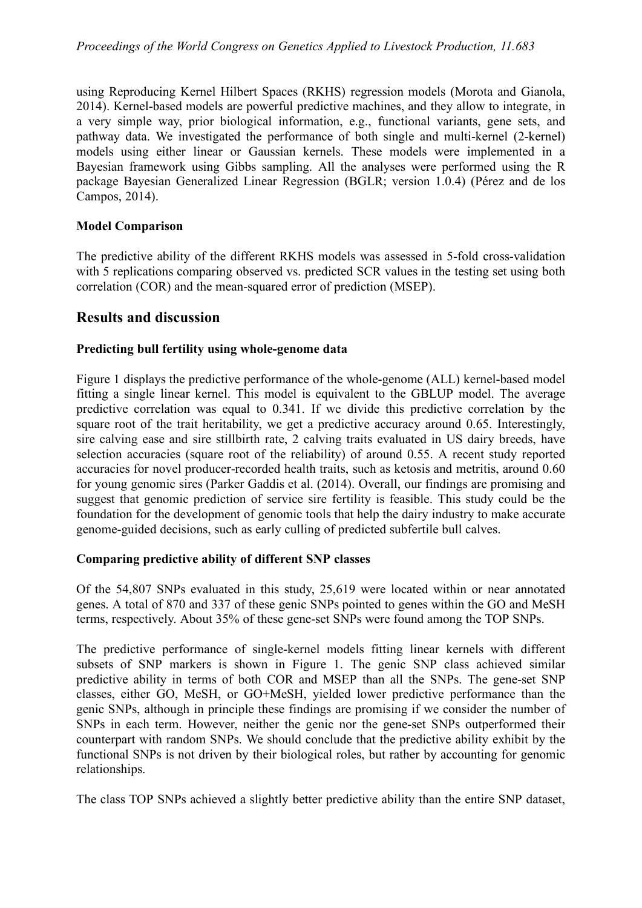using Reproducing Kernel Hilbert Spaces (RKHS) regression models (Morota and Gianola, 2014). Kernel-based models are powerful predictive machines, and they allow to integrate, in a very simple way, prior biological information, e.g., functional variants, gene sets, and pathway data. We investigated the performance of both single and multi-kernel (2-kernel) models using either linear or Gaussian kernels. These models were implemented in a Bayesian framework using Gibbs sampling. All the analyses were performed using the R package Bayesian Generalized Linear Regression (BGLR; version 1.0.4) (Pérez and de los Campos, 2014).

**Model Comparison**

The predictive ability of the different RKHS models was assessed in 5-fold cross-validation with 5 replications comparing observed vs. predicted SCR values in the testing set using both correlation (COR) and the mean-squared error of prediction (MSEP).

## Results and discussion

**Predicting bull fertility using whole-genome data**

Figure 1 displays the predictive performance of the whole-genome (ALL) kernel-based model fitting a single linear kernel. This model is equivalent to the GBLUP model. The average predictive correlation was equal to 0.341. If we divide this predictive correlation by the square root of the trait heritability, we get a predictive accuracy around 0.65. Interestingly, sire calving ease and sire stillbirth rate, 2 calving traits evaluated in US dairy breeds, have selection accuracies (square root of the reliability) of around 0.55. A recent study reported accuracies for novel producer-recorded health traits, such as ketosis and metritis, around 0.60 for young genomic sires (Parker Gaddis et al. (2014). Overall, our findings are promising and suggest that genomic prediction of service sire fertility is feasible. This study could be the foundation for the development of genomic tools that help the dairy industry to make accurate genome-guided decisions, such as early culling of predicted subfertile bull calves.

**Comparing predictive ability of different SNP classes**

Of the 54,807 SNPs evaluated in this study, 25,619 were located within or near annotated genes. A total of 870 and 337 of these genic SNPs pointed to genes within the GO and MeSH terms, respectively. About 35% of these gene-set SNPs were found among the TOP SNPs.

The predictive performance of single-kernel models fitting linear kernels with different subsets of SNP markers is shown in Figure 1. The genic SNP class achieved similar predictive ability in terms of both COR and MSEP than all the SNPs. The gene-set SNP classes, either GO, MeSH, or GO+MeSH, yielded lower predictive performance than the genic SNPs, although in principle these findings are promising if we consider the number of SNPs in each term. However, neither the genic nor the gene-set SNPs outperformed their counterpart with random SNPs. We should conclude that the predictive ability exhibit by the functional SNPs is not driven by their biological roles, but rather by accounting for genomic relationships.

The class TOP SNPs achieved a slightly better predictive ability than the entire SNP dataset,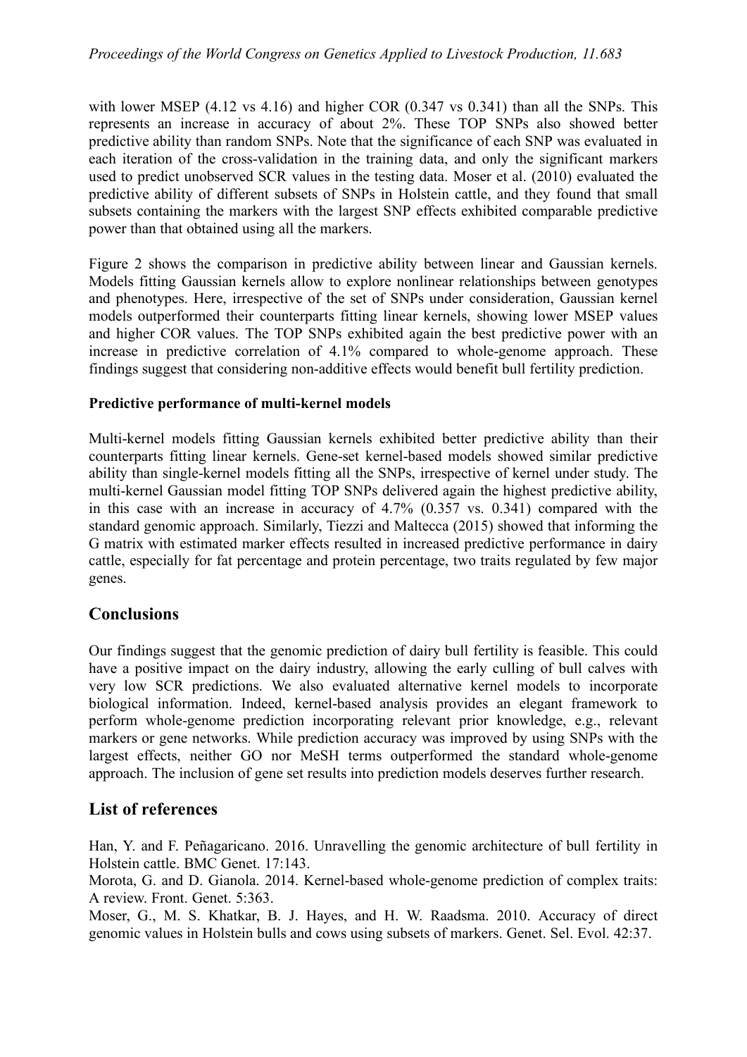with lower MSEP (4.12 vs 4.16) and higher COR (0.347 vs 0.341) than all the SNPs. This represents an increase in accuracy of about 2%. These TOP SNPs also showed better predictive ability than random SNPs. Note that the significance of each SNP was evaluated in each iteration of the cross-validation in the training data, and only the significant markers used to predict unobserved SCR values in the testing data. Moser et al. (2010) evaluated the predictive ability of different subsets of SNPs in Holstein cattle, and they found that small subsets containing the markers with the largest SNP effects exhibited comparable predictive power than that obtained using all the markers.

Figure 2 shows the comparison in predictive ability between linear and Gaussian kernels. Models fitting Gaussian kernels allow to explore nonlinear relationships between genotypes and phenotypes. Here, irrespective of the set of SNPs under consideration, Gaussian kernel models outperformed their counterparts fitting linear kernels, showing lower MSEP values and higher COR values. The TOP SNPs exhibited again the best predictive power with an increase in predictive correlation of 4.1% compared to whole-genome approach. These findings suggest that considering non-additive effects would benefit bull fertility prediction.

**Predictive performance of multi-kernel models**

Multi-kernel models fitting Gaussian kernels exhibited better predictive ability than their counterparts fitting linear kernels. Gene-set kernel-based models showed similar predictive ability than single-kernel models fitting all the SNPs, irrespective of kernel under study. The multi-kernel Gaussian model fitting TOP SNPs delivered again the highest predictive ability, in this case with an increase in accuracy of 4.7% (0.357 vs. 0.341) compared with the standard genomic approach. Similarly, Tiezzi and Maltecca (2015) showed that informing the G matrix with estimated marker effects resulted in increased predictive performance in dairy cattle, especially for fat percentage and protein percentage, two traits regulated by few major genes.

## Conclusions

Our findings suggest that the genomic prediction of dairy bull fertility is feasible. This could have a positive impact on the dairy industry, allowing the early culling of bull calves with very low SCR predictions. We also evaluated alternative kernel models to incorporate biological information. Indeed, kernel-based analysis provides an elegant framework to perform whole-genome prediction incorporating relevant prior knowledge, e.g., relevant markers or gene networks. While prediction accuracy was improved by using SNPs with the largest effects, neither GO nor MeSH terms outperformed the standard whole-genome approach. The inclusion of gene set results into prediction models deserves further research.

## List of references

Han, Y. and F. Peñagaricano. 2016. Unravelling the genomic architecture of bull fertility in Holstein cattle. BMC Genet. 17:143.

Morota, G. and D. Gianola. 2014. Kernel-based whole-genome prediction of complex traits: A review. Front. Genet. 5:363.

Moser, G., M. S. Khatkar, B. J. Hayes, and H. W. Raadsma. 2010. Accuracy of direct genomic values in Holstein bulls and cows using subsets of markers. Genet. Sel. Evol. 42:37.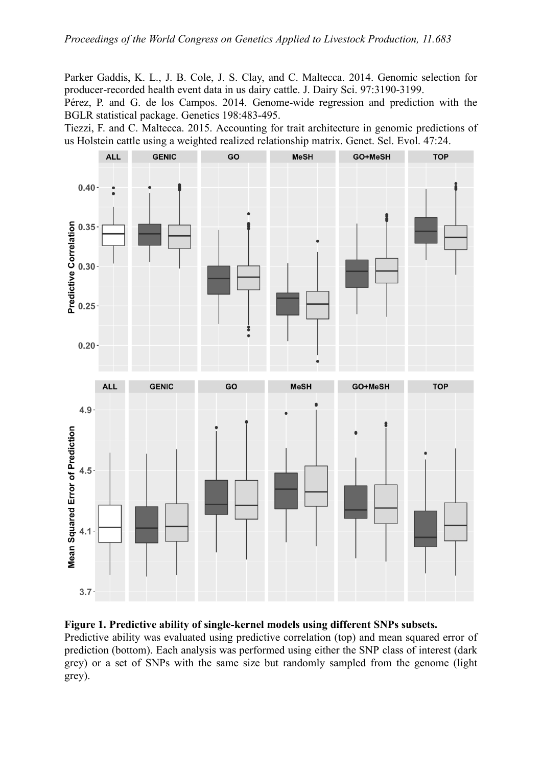Parker Gaddis, K. L., J. B. Cole, J. S. Clay, and C. Maltecca. 2014. Genomic selection for producer-recorded health event data in us dairy cattle. J. Dairy Sci. 97:3190-3199.

Pérez, P. and G. de los Campos. 2014. Genome-wide regression and prediction with the BGLR statistical package. Genetics 198:483-495.

Tiezzi, F. and C. Maltecca. 2015. Accounting for trait architecture in genomic predictions of us Holstein cattle using a weighted realized relationship matrix. Genet. Sel. Evol. 47:24.

**Figure 1. Predictive ability of single-kernel models using different SNPs subsets.** Predictive ability was evaluated using predictive correlation (top) and mean squared error of prediction (bottom). Each analysis was performed using either the SNP class of interest (dark grey) or a set of SNPs with the same size but randomly sampled from the genome (light grey).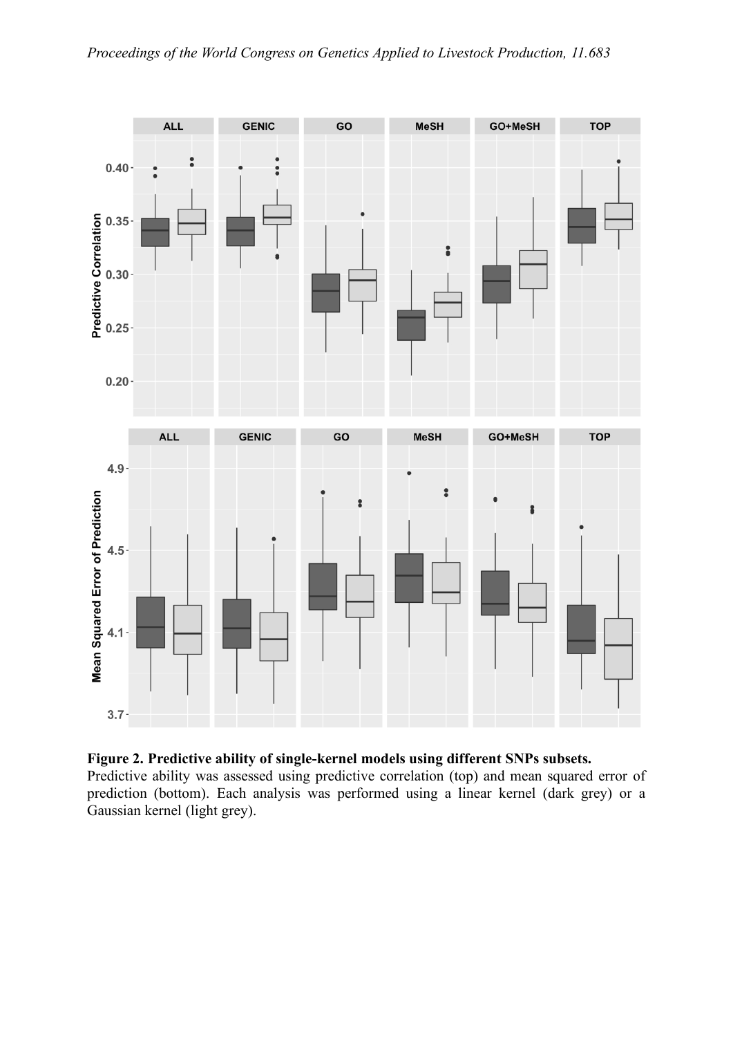ALL
GENIC
GO
MeSH
GO+MeSH
TOP

Predictive Correlation

0.40
0.35
0.30
0.25
0.20

ALL
GENIC
GO
MeSH
GO+MeSH
TOP

Mean Squared Error of Prediction

4.9
4.5
4.1
3.7

**Figure 2. Predictive ability of single-kernel models using different SNPs subsets.**
Predictive ability was assessed using predictive correlation (top) and mean squared error of prediction (bottom). Each analysis was performed using a linear kernel (dark grey) or a Gaussian kernel (light grey).